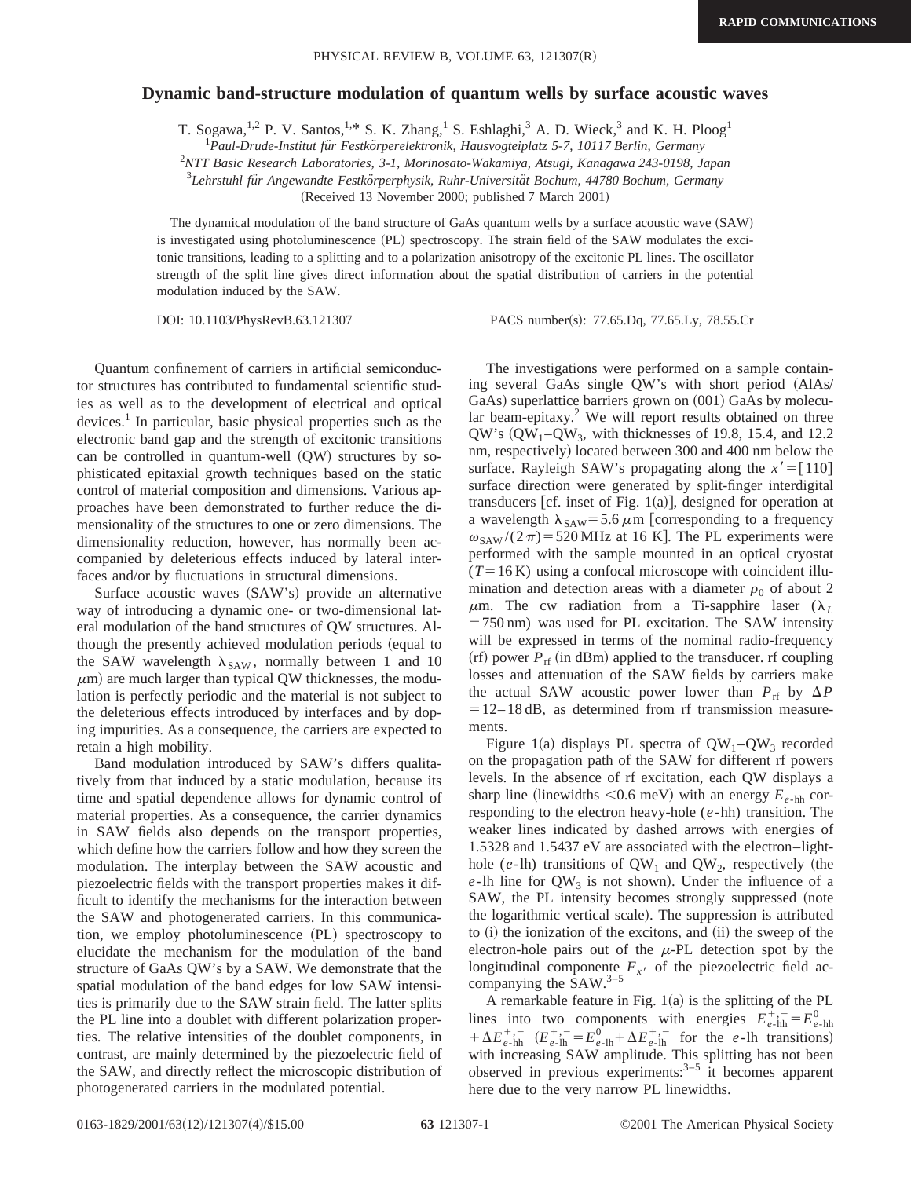# Dynamic band-structure modulation of quantum wells by surface acoustic waves

T. Sogawa,[1,2] P. V. Santos,[1,*] S. K. Zhang,[1] S. Eshlaghi,[3] A. D. Wieck,[3] and K. H. Ploog[1]

[1]*Paul-Drude-Institut für Festkörperelektronik, Hausvogteiplatz 5-7, 10117 Berlin, Germany*

[2]*NTT Basic Research Laboratories, 3-1, Morinosato-Wakamiya, Atsugi, Kanagawa 243-0198, Japan*

[3]*Lehrstuhl für Angewandte Festkörperphysik, Ruhr-Universität Bochum, 44780 Bochum, Germany*

(Received 13 November 2000; published 7 March 2001)

The dynamical modulation of the band structure of GaAs quantum wells by a surface acoustic wave (SAW) is investigated using photoluminescence (PL) spectroscopy. The strain field of the SAW modulates the excitonic transitions, leading to a splitting and to a polarization anisotropy of the excitonic PL lines. The oscillator strength of the split line gives direct information about the spatial distribution of carriers in the potential modulation induced by the SAW.

DOI: 10.1103/PhysRevB.63.121307 PACS number(s): 77.65.Dq, 77.65.Ly, 78.55.Cr

Quantum confinement of carriers in artificial semiconductor structures has contributed to fundamental scientific studies as well as to the development of electrical and optical devices.[1] In particular, basic physical properties such as the electronic band gap and the strength of excitonic transitions can be controlled in quantum-well (QW) structures by sophisticated epitaxial growth techniques based on the static control of material composition and dimensions. Various approaches have been demonstrated to further reduce the dimensionality of the structures to one or zero dimensions. The dimensionality reduction, however, has normally been accompanied by deleterious effects induced by lateral interfaces and/or by fluctuations in structural dimensions.

Surface acoustic waves (SAW's) provide an alternative way of introducing a dynamic one- or two-dimensional lateral modulation of the band structures of QW structures. Although the presently achieved modulation periods (equal to the SAW wavelength $\lambda_{\mathrm{SAW}}$, normally between 1 and 10 $\mu$m) are much larger than typical QW thicknesses, the modulation is perfectly periodic and the material is not subject to the deleterious effects introduced by interfaces and by doping impurities. As a consequence, the carriers are expected to retain a high mobility.

Band modulation introduced by SAW's differs qualitatively from that induced by a static modulation, because its time and spatial dependence allows for dynamic control of material properties. As a consequence, the carrier dynamics in SAW fields also depends on the transport properties, which define how the carriers follow and how they screen the modulation. The interplay between the SAW acoustic and piezoelectric fields with the transport properties makes it difficult to identify the mechanisms for the interaction between the SAW and photogenerated carriers. In this communication, we employ photoluminescence (PL) spectroscopy to elucidate the mechanism for the modulation of the band structure of GaAs QW's by a SAW. We demonstrate that the spatial modulation of the band edges for low SAW intensities is primarily due to the SAW strain field. The latter splits the PL line into a doublet with different polarization properties. The relative intensities of the doublet components, in contrast, are mainly determined by the piezoelectric field of the SAW, and directly reflect the microscopic distribution of photogenerated carriers in the modulated potential.

The investigations were performed on a sample containing several GaAs single QW's with short period (AlAs/GaAs) superlattice barriers grown on (001) GaAs by molecular beam-epitaxy.[2] We will report results obtained on three QW's ($\mathrm{QW}_1$–$\mathrm{QW}_3$, with thicknesses of 19.8, 15.4, and 12.2 nm, respectively) located between 300 and 400 nm below the surface. Rayleigh SAW's propagating along the $x' = [110]$ surface direction were generated by split-finger interdigital transducers [cf. inset of Fig. 1(a)], designed for operation at a wavelength $\lambda_{\mathrm{SAW}} = 5.6\,\mu$m [corresponding to a frequency $\omega_{\mathrm{SAW}}/(2\pi) = 520$ MHz at 16 K]. The PL experiments were performed with the sample mounted in an optical cryostat ($T = 16$ K) using a confocal microscope with coincident illumination and detection areas with a diameter $\rho_0$ of about 2 $\mu$m. The cw radiation from a Ti-sapphire laser ($\lambda_L = 750$ nm) was used for PL excitation. The SAW intensity will be expressed in terms of the nominal radio-frequency (rf) power $P_{\mathrm{rf}}$ (in dBm) applied to the transducer. rf coupling losses and attenuation of the SAW fields by carriers make the actual SAW acoustic power lower than $P_{\mathrm{rf}}$ by $\Delta P = 12$–$18$ dB, as determined from rf transmission measurements.

Figure 1(a) displays PL spectra of $\mathrm{QW}_1$–$\mathrm{QW}_3$ recorded on the propagation path of the SAW for different rf powers levels. In the absence of rf excitation, each QW displays a sharp line (linewidths $<0.6$ meV) with an energy $E_{e\text{-hh}}$ corresponding to the electron heavy-hole ($e$-hh) transition. The weaker lines indicated by dashed arrows with energies of 1.5328 and 1.5437 eV are associated with the electron–light-hole ($e$-lh) transitions of $\mathrm{QW}_1$ and $\mathrm{QW}_2$, respectively (the $e$-lh line for $\mathrm{QW}_3$ is not shown). Under the influence of a SAW, the PL intensity becomes strongly suppressed (note the logarithmic vertical scale). The suppression is attributed to (i) the ionization of the excitons, and (ii) the sweep of the electron-hole pairs out of the $\mu$-PL detection spot by the longitudinal componente $F_{x'}$ of the piezoelectric field accompanying the SAW.[3–5]

A remarkable feature in Fig. 1(a) is the splitting of the PL lines into two components with energies $E^{+,-}_{e\text{-hh}} = E^{0}_{e\text{-hh}} + \Delta E^{+,-}_{e\text{-hh}}$ ($E^{+,-}_{e\text{-lh}} = E^{0}_{e\text{-lh}} + \Delta E^{+,-}_{e\text{-lh}}$ for the $e$-lh transitions) with increasing SAW amplitude. This splitting has not been observed in previous experiments:[3–5] it becomes apparent here due to the very narrow PL linewidths.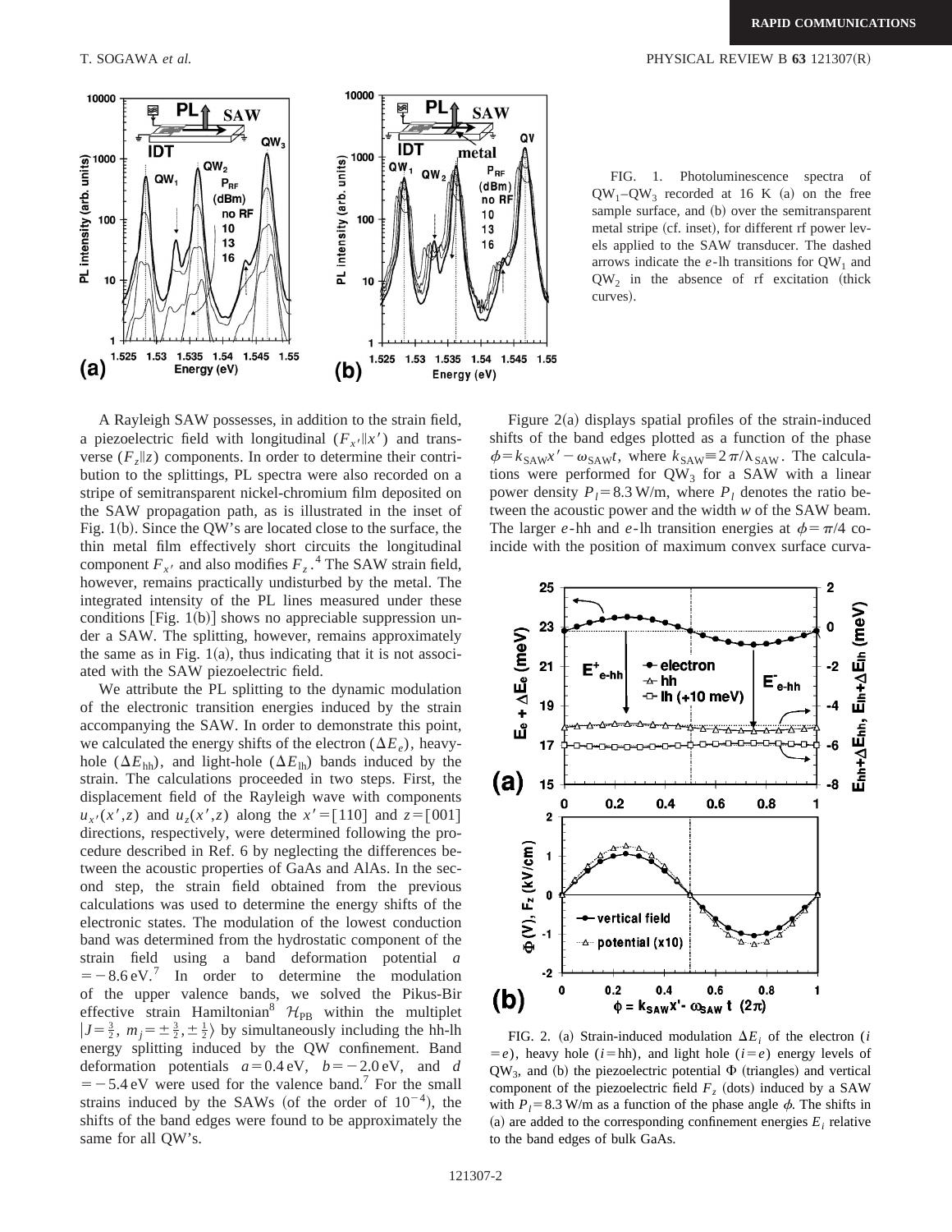FIG. 1. Photoluminescence spectra of $QW_1$–$QW_3$ recorded at 16 K (a) on the free sample surface, and (b) over the semitransparent metal stripe (cf. inset), for different rf power levels applied to the SAW transducer. The dashed arrows indicate the $e$-lh transitions for $QW_1$ and $QW_2$ in the absence of rf excitation (thick curves).

A Rayleigh SAW possesses, in addition to the strain field, a piezoelectric field with longitudinal ($F_{x'} \| x'$) and transverse ($F_z \| z$) components. In order to determine their contribution to the splittings, PL spectra were also recorded on a stripe of semitransparent nickel-chromium film deposited on the SAW propagation path, as is illustrated in the inset of Fig. 1(b). Since the QW's are located close to the surface, the thin metal film effectively short circuits the longitudinal component $F_{x'}$ and also modifies $F_z$.[4] The SAW strain field, however, remains practically undisturbed by the metal. The integrated intensity of the PL lines measured under these conditions [Fig. 1(b)] shows no appreciable suppression under a SAW. The splitting, however, remains approximately the same as in Fig. 1(a), thus indicating that it is not associated with the SAW piezoelectric field.

We attribute the PL splitting to the dynamic modulation of the electronic transition energies induced by the strain accompanying the SAW. In order to demonstrate this point, we calculated the energy shifts of the electron ($\Delta E_e$), heavy-hole ($\Delta E_{\mathrm{hh}}$), and light-hole ($\Delta E_{\mathrm{lh}}$) bands induced by the strain. The calculations proceeded in two steps. First, the displacement field of the Rayleigh wave with components $u_{x'}(x',z)$ and $u_z(x',z)$ along the $x'=[110]$ and $z=[001]$ directions, respectively, were determined following the procedure described in Ref. 6 by neglecting the differences between the acoustic properties of GaAs and AlAs. In the second step, the strain field obtained from the previous calculations was used to determine the energy shifts of the electronic states. The modulation of the lowest conduction band was determined from the hydrostatic component of the strain field using a band deformation potential $a = -8.6\,\mathrm{eV}$.[7] In order to determine the modulation of the upper valence bands, we solved the Pikus-Bir effective strain Hamiltonian[8] $\mathcal{H}_{\mathrm{PB}}$ within the multiplet $|J=\frac{3}{2},\, m_j = \pm\frac{3}{2}, \pm\frac{1}{2}\rangle$ by simultaneously including the hh-lh energy splitting induced by the QW confinement. Band deformation potentials $a=0.4\,\mathrm{eV}$, $b=-2.0\,\mathrm{eV}$, and $d = -5.4\,\mathrm{eV}$ were used for the valence band.[7] For the small strains induced by the SAWs (of the order of $10^{-4}$), the shifts of the band edges were found to be approximately the same for all QW's.

Figure 2(a) displays spatial profiles of the strain-induced shifts of the band edges plotted as a function of the phase $\phi = k_{\mathrm{SAW}} x' - \omega_{\mathrm{SAW}} t$, where $k_{\mathrm{SAW}} \equiv 2\pi/\lambda_{\mathrm{SAW}}$. The calculations were performed for $QW_3$ for a SAW with a linear power density $P_l = 8.3\,\mathrm{W/m}$, where $P_l$ denotes the ratio between the acoustic power and the width $w$ of the SAW beam. The larger $e$-hh and $e$-lh transition energies at $\phi = \pi/4$ coincide with the position of maximum convex surface curva-

FIG. 2. (a) Strain-induced modulation $\Delta E_i$ of the electron ($i = e$), heavy hole ($i=\mathrm{hh}$), and light hole ($i=e$) energy levels of $QW_3$, and (b) the piezoelectric potential $\Phi$ (triangles) and vertical component of the piezoelectric field $F_z$ (dots) induced by a SAW with $P_l = 8.3\,\mathrm{W/m}$ as a function of the phase angle $\phi$. The shifts in (a) are added to the corresponding confinement energies $E_i$ relative to the band edges of bulk GaAs.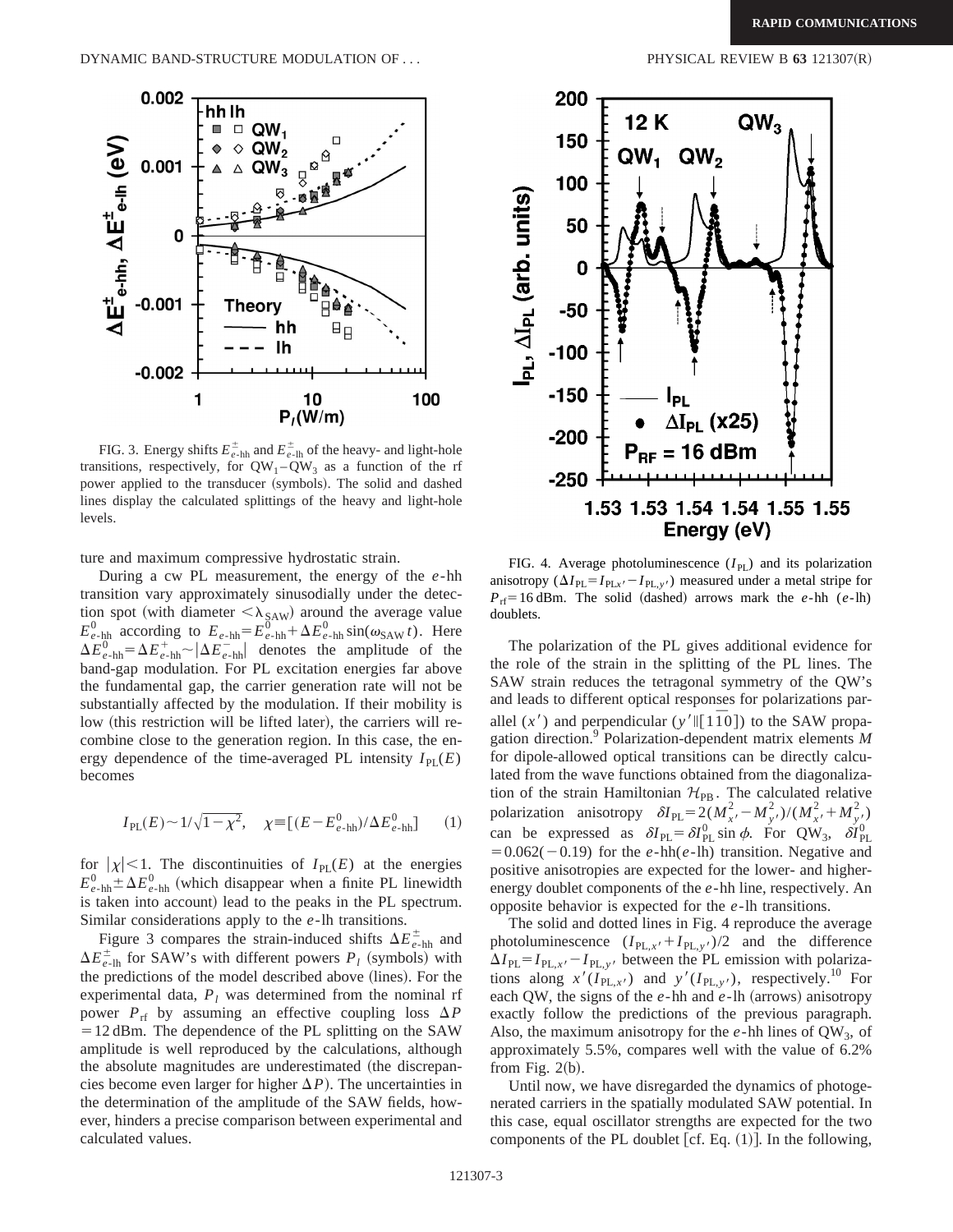FIG. 3. Energy shifts $E^{\pm}_{e\text{-hh}}$ and $E^{\pm}_{e\text{-lh}}$ of the heavy- and light-hole transitions, respectively, for $QW_1$–$QW_3$ as a function of the rf power applied to the transducer (symbols). The solid and dashed lines display the calculated splittings of the heavy and light-hole levels.

ture and maximum compressive hydrostatic strain.

During a cw PL measurement, the energy of the $e$-hh transition vary approximately sinusoidally under the detection spot (with diameter $<\lambda_{SAW}$) around the average value $E^0_{e\text{-hh}}$ according to $E_{e\text{-hh}}=E^0_{e\text{-hh}}+\Delta E^0_{e\text{-hh}}\sin(\omega_{SAW}t)$. Here $\Delta E^0_{e\text{-hh}}=\Delta E^+_{e\text{-hh}}\sim|\Delta E^-_{e\text{-hh}}|$ denotes the amplitude of the band-gap modulation. For PL excitation energies far above the fundamental gap, the carrier generation rate will not be substantially affected by the modulation. If their mobility is low (this restriction will be lifted later), the carriers will recombine close to the generation region. In this case, the energy dependence of the time-averaged PL intensity $I_{PL}(E)$ becomes

$$I_{PL}(E)\sim 1/\sqrt{1-\chi^2},\quad \chi\equiv[(E-E^0_{e\text{-hh}})/\Delta E^0_{e\text{-hh}}] \tag{1}$$

for $|\chi|<1$. The discontinuities of $I_{PL}(E)$ at the energies $E^0_{e\text{-hh}}\pm\Delta E^0_{e\text{-hh}}$ (which disappear when a finite PL linewidth is taken into account) lead to the peaks in the PL spectrum. Similar considerations apply to the $e$-lh transitions.

Figure 3 compares the strain-induced shifts $\Delta E^{\pm}_{e\text{-hh}}$ and $\Delta E^{\pm}_{e\text{-lh}}$ for SAW's with different powers $P_l$ (symbols) with the predictions of the model described above (lines). For the experimental data, $P_l$ was determined from the nominal rf power $P_{rf}$ by assuming an effective coupling loss $\Delta P = 12$ dBm. The dependence of the PL splitting on the SAW amplitude is well reproduced by the calculations, although the absolute magnitudes are underestimated (the discrepancies become even larger for higher $\Delta P$). The uncertainties in the determination of the amplitude of the SAW fields, however, hinders a precise comparison between experimental and calculated values.

FIG. 4. Average photoluminescence ($I_{PL}$) and its polarization anisotropy ($\Delta I_{PL}=I_{PLx'}-I_{PL,y'}$) measured under a metal stripe for $P_{rf}=16$ dBm. The solid (dashed) arrows mark the $e$-hh ($e$-lh) doublets.

The polarization of the PL gives additional evidence for the role of the strain in the splitting of the PL lines. The SAW strain reduces the tetragonal symmetry of the QW's and leads to different optical responses for polarizations parallel ($x'$) and perpendicular ($y'\|[1\bar{1}0]$) to the SAW propagation direction.[9] Polarization-dependent matrix elements $M$ for dipole-allowed optical transitions can be directly calculated from the wave functions obtained from the diagonalization of the strain Hamiltonian $\mathcal{H}_{PB}$. The calculated relative polarization anisotropy $\delta I_{PL}=2(M^2_{x'}-M^2_{y'})/(M^2_{x'}+M^2_{y'})$ can be expressed as $\delta I_{PL}=\delta I^0_{PL}\sin\phi$. For $QW_3$, $\delta I^0_{PL}=0.062(-0.19)$ for the $e$-hh($e$-lh) transition. Negative and positive anisotropies are expected for the lower- and higher-energy doublet components of the $e$-hh line, respectively. An opposite behavior is expected for the $e$-lh transitions.

The solid and dotted lines in Fig. 4 reproduce the average photoluminescence $(I_{PL,x'}+I_{PL,y'})/2$ and the difference $\Delta I_{PL}=I_{PL,x'}-I_{PL,y'}$ between the PL emission with polarizations along $x'(I_{PL,x'})$ and $y'(I_{PL,y'})$, respectively.[10] For each QW, the signs of the $e$-hh and $e$-lh (arrows) anisotropy exactly follow the predictions of the previous paragraph. Also, the maximum anisotropy for the $e$-hh lines of $QW_3$, of approximately 5.5%, compares well with the value of 6.2% from Fig. 2(b).

Until now, we have disregarded the dynamics of photogenerated carriers in the spatially modulated SAW potential. In this case, equal oscillator strengths are expected for the two components of the PL doublet [cf. Eq. (1)]. In the following,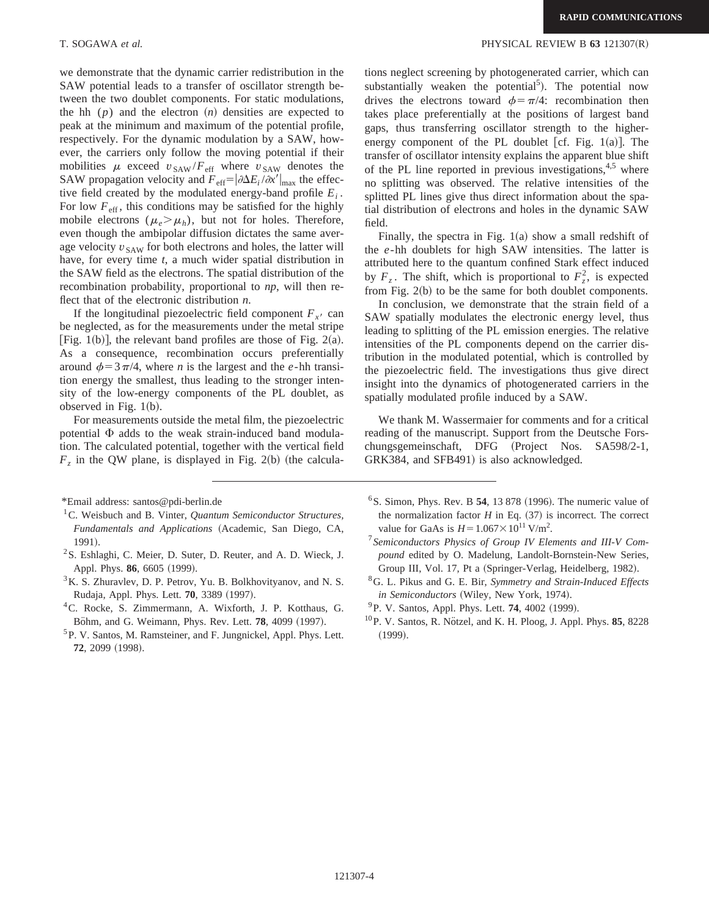we demonstrate that the dynamic carrier redistribution in the SAW potential leads to a transfer of oscillator strength between the two doublet components. For static modulations, the hh ($p$) and the electron ($n$) densities are expected to peak at the minimum and maximum of the potential profile, respectively. For the dynamic modulation by a SAW, however, the carriers only follow the moving potential if their mobilities $\mu$ exceed $v_{\mathrm{SAW}}/F_{\mathrm{eff}}$ where $v_{\mathrm{SAW}}$ denotes the SAW propagation velocity and $F_{\mathrm{eff}}=|\partial \Delta E_i/\partial x'|_{\max}$ the effective field created by the modulated energy-band profile $E_i$. For low $F_{\mathrm{eff}}$, this conditions may be satisfied for the highly mobile electrons ($\mu_e > \mu_h$), but not for holes. Therefore, even though the ambipolar diffusion dictates the same average velocity $v_{\mathrm{SAW}}$ for both electrons and holes, the latter will have, for every time $t$, a much wider spatial distribution in the SAW field as the electrons. The spatial distribution of the recombination probability, proportional to $np$, will then reflect that of the electronic distribution $n$.

If the longitudinal piezoelectric field component $F_{x'}$ can be neglected, as for the measurements under the metal stripe [Fig. 1(b)], the relevant band profiles are those of Fig. 2(a). As a consequence, recombination occurs preferentially around $\phi=3\pi/4$, where $n$ is the largest and the $e$-hh transition energy the smallest, thus leading to the stronger intensity of the low-energy components of the PL doublet, as observed in Fig. 1(b).

For measurements outside the metal film, the piezoelectric potential $\Phi$ adds to the weak strain-induced band modulation. The calculated potential, together with the vertical field $F_z$ in the QW plane, is displayed in Fig. 2(b) (the calculations neglect screening by photogenerated carrier, which can substantially weaken the potential[5]). The potential now drives the electrons toward $\phi=\pi/4$: recombination then takes place preferentially at the positions of largest band gaps, thus transferring oscillator strength to the higher-energy component of the PL doublet [cf. Fig. 1(a)]. The transfer of oscillator intensity explains the apparent blue shift of the PL line reported in previous investigations,[4,5] where no splitting was observed. The relative intensities of the splitted PL lines give thus direct information about the spatial distribution of electrons and holes in the dynamic SAW field.

Finally, the spectra in Fig. 1(a) show a small redshift of the $e$-hh doublets for high SAW intensities. The latter is attributed here to the quantum confined Stark effect induced by $F_z$. The shift, which is proportional to $F_z^2$, is expected from Fig. 2(b) to be the same for both doublet components.

In conclusion, we demonstrate that the strain field of a SAW spatially modulates the electronic energy level, thus leading to splitting of the PL emission energies. The relative intensities of the PL components depend on the carrier distribution in the modulated potential, which is controlled by the piezoelectric field. The investigations thus give direct insight into the dynamics of photogenerated carriers in the spatially modulated profile induced by a SAW.

We thank M. Wassermaier for comments and for a critical reading of the manuscript. Support from the Deutsche Forschungsgemeinschaft, DFG (Project Nos. SA598/2-1, GRK384, and SFB491) is also acknowledged.

---

*Email address: santos@pdi-berlin.de

[1] C. Weisbuch and B. Vinter, *Quantum Semiconductor Structures, Fundamentals and Applications* (Academic, San Diego, CA, 1991).

[2] S. Eshlaghi, C. Meier, D. Suter, D. Reuter, and A. D. Wieck, J. Appl. Phys. **86**, 6605 (1999).

[3] K. S. Zhuravlev, D. P. Petrov, Yu. B. Bolkhovityanov, and N. S. Rudaja, Appl. Phys. Lett. **70**, 3389 (1997).

[4] C. Rocke, S. Zimmermann, A. Wixforth, J. P. Kotthaus, G. Böhm, and G. Weimann, Phys. Rev. Lett. **78**, 4099 (1997).

[5] P. V. Santos, M. Ramsteiner, and F. Jungnickel, Appl. Phys. Lett. **72**, 2099 (1998).

[6] S. Simon, Phys. Rev. B **54**, 13 878 (1996). The numeric value of the normalization factor $H$ in Eq. (37) is incorrect. The correct value for GaAs is $H=1.067\times10^{11}$ V/m$^2$.

[7] *Semiconductors Physics of Group IV Elements and III-V Compound* edited by O. Madelung, Landolt-Bornstein-New Series, Group III, Vol. 17, Pt a (Springer-Verlag, Heidelberg, 1982).

[8] G. L. Pikus and G. E. Bir, *Symmetry and Strain-Induced Effects in Semiconductors* (Wiley, New York, 1974).

[9] P. V. Santos, Appl. Phys. Lett. **74**, 4002 (1999).

[10] P. V. Santos, R. Nötzel, and K. H. Ploog, J. Appl. Phys. **85**, 8228 (1999).